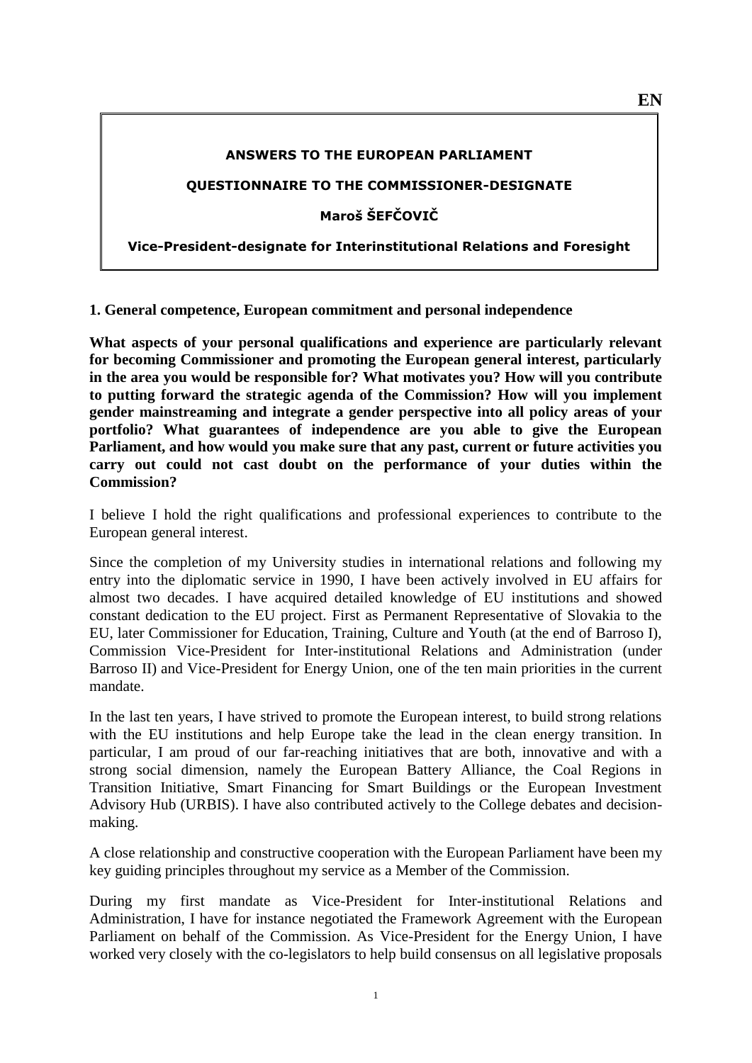**EN**

**ANSWERS TO THE EUROPEAN PARLIAMENT**

**QUESTIONNAIRE TO THE COMMISSIONER-DESIGNATE**

**Maroš ŠEFČOVIČ**

**Vice-President-designate for Interinstitutional Relations and Foresight**

## 1. General competence, European commitment and personal independence

**What aspects of your personal qualifications and experience are particularly relevant for becoming Commissioner and promoting the European general interest, particularly in the area you would be responsible for? What motivates you? How will you contribute to putting forward the strategic agenda of the Commission? How will you implement gender mainstreaming and integrate a gender perspective into all policy areas of your portfolio? What guarantees of independence are you able to give the European Parliament, and how would you make sure that any past, current or future activities you carry out could not cast doubt on the performance of your duties within the Commission?**

I believe I hold the right qualifications and professional experiences to contribute to the European general interest.

Since the completion of my University studies in international relations and following my entry into the diplomatic service in 1990, I have been actively involved in EU affairs for almost two decades. I have acquired detailed knowledge of EU institutions and showed constant dedication to the EU project. First as Permanent Representative of Slovakia to the EU, later Commissioner for Education, Training, Culture and Youth (at the end of Barroso I), Commission Vice-President for Inter-institutional Relations and Administration (under Barroso II) and Vice-President for Energy Union, one of the ten main priorities in the current mandate.

In the last ten years, I have strived to promote the European interest, to build strong relations with the EU institutions and help Europe take the lead in the clean energy transition. In particular, I am proud of our far-reaching initiatives that are both, innovative and with a strong social dimension, namely the European Battery Alliance, the Coal Regions in Transition Initiative, Smart Financing for Smart Buildings or the European Investment Advisory Hub (URBIS). I have also contributed actively to the College debates and decision-making.

A close relationship and constructive cooperation with the European Parliament have been my key guiding principles throughout my service as a Member of the Commission.

During my first mandate as Vice-President for Inter-institutional Relations and Administration, I have for instance negotiated the Framework Agreement with the European Parliament on behalf of the Commission. As Vice-President for the Energy Union, I have worked very closely with the co-legislators to help build consensus on all legislative proposals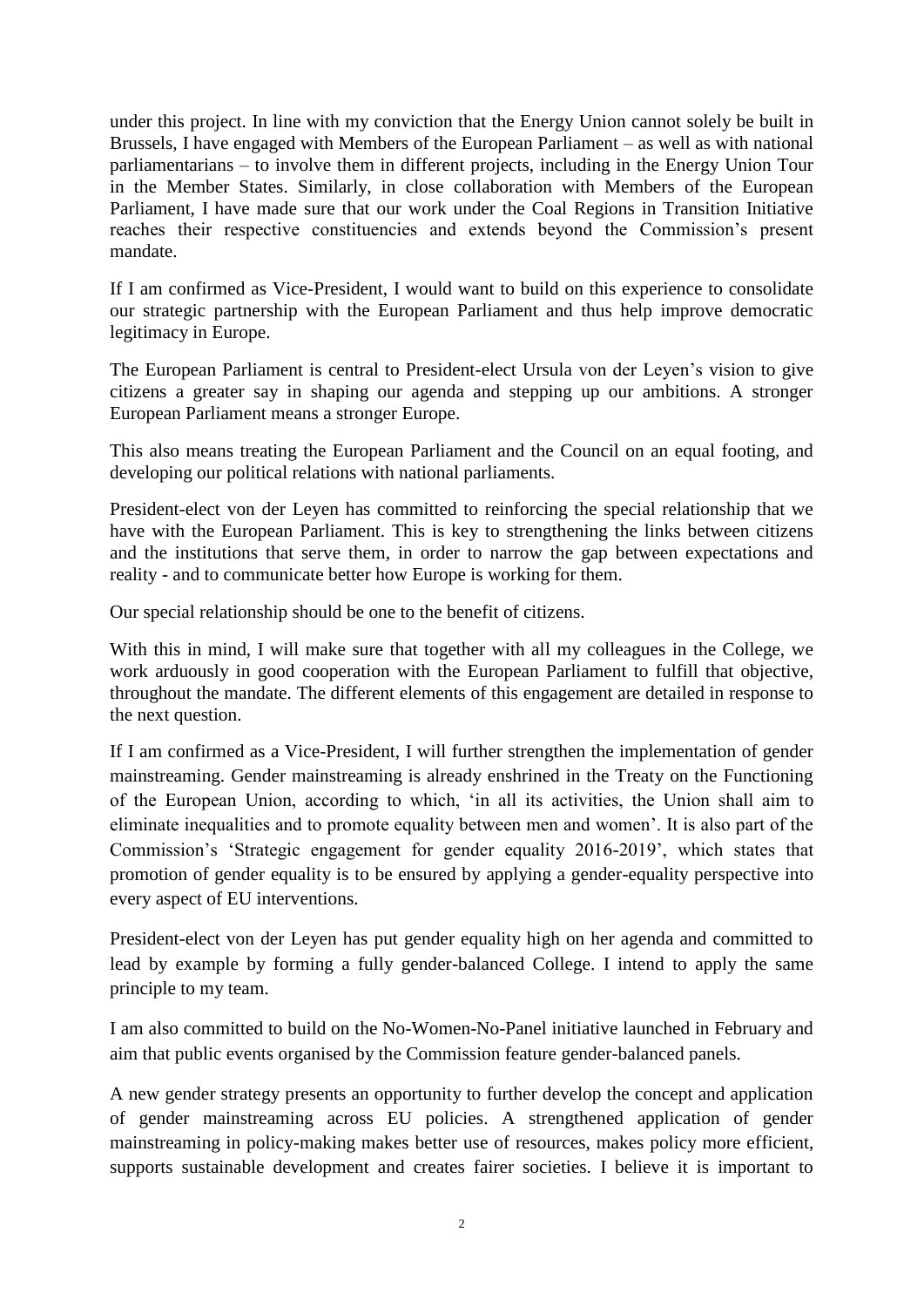under this project. In line with my conviction that the Energy Union cannot solely be built in Brussels, I have engaged with Members of the European Parliament – as well as with national parliamentarians – to involve them in different projects, including in the Energy Union Tour in the Member States. Similarly, in close collaboration with Members of the European Parliament, I have made sure that our work under the Coal Regions in Transition Initiative reaches their respective constituencies and extends beyond the Commission's present mandate.

If I am confirmed as Vice-President, I would want to build on this experience to consolidate our strategic partnership with the European Parliament and thus help improve democratic legitimacy in Europe.

The European Parliament is central to President-elect Ursula von der Leyen's vision to give citizens a greater say in shaping our agenda and stepping up our ambitions. A stronger European Parliament means a stronger Europe.

This also means treating the European Parliament and the Council on an equal footing, and developing our political relations with national parliaments.

President-elect von der Leyen has committed to reinforcing the special relationship that we have with the European Parliament. This is key to strengthening the links between citizens and the institutions that serve them, in order to narrow the gap between expectations and reality - and to communicate better how Europe is working for them.

Our special relationship should be one to the benefit of citizens.

With this in mind, I will make sure that together with all my colleagues in the College, we work arduously in good cooperation with the European Parliament to fulfill that objective, throughout the mandate. The different elements of this engagement are detailed in response to the next question.

If I am confirmed as a Vice-President, I will further strengthen the implementation of gender mainstreaming. Gender mainstreaming is already enshrined in the Treaty on the Functioning of the European Union, according to which, 'in all its activities, the Union shall aim to eliminate inequalities and to promote equality between men and women'. It is also part of the Commission's 'Strategic engagement for gender equality 2016-2019', which states that promotion of gender equality is to be ensured by applying a gender-equality perspective into every aspect of EU interventions.

President-elect von der Leyen has put gender equality high on her agenda and committed to lead by example by forming a fully gender-balanced College. I intend to apply the same principle to my team.

I am also committed to build on the No-Women-No-Panel initiative launched in February and aim that public events organised by the Commission feature gender-balanced panels.

A new gender strategy presents an opportunity to further develop the concept and application of gender mainstreaming across EU policies. A strengthened application of gender mainstreaming in policy-making makes better use of resources, makes policy more efficient, supports sustainable development and creates fairer societies. I believe it is important to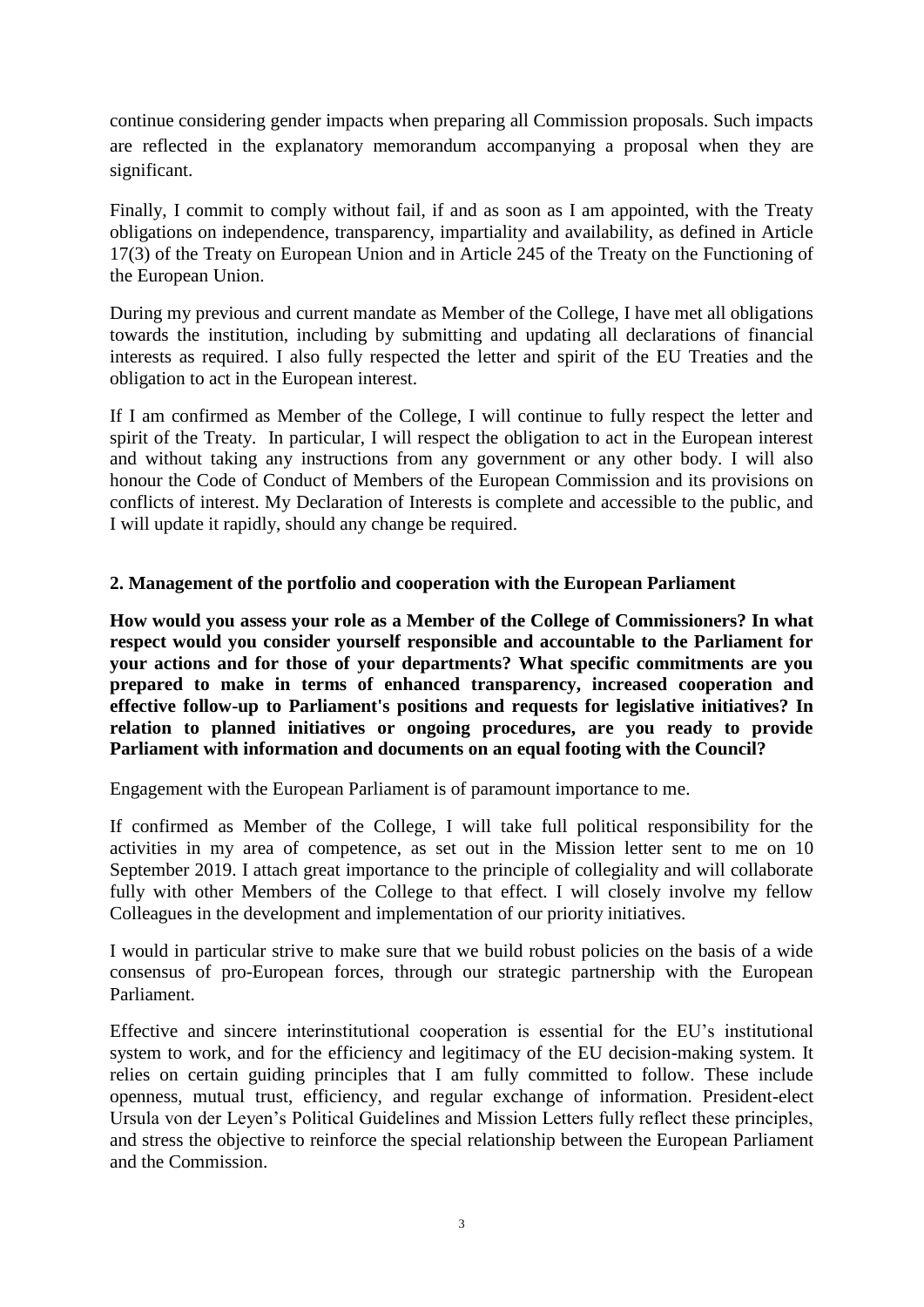continue considering gender impacts when preparing all Commission proposals. Such impacts are reflected in the explanatory memorandum accompanying a proposal when they are significant.

Finally, I commit to comply without fail, if and as soon as I am appointed, with the Treaty obligations on independence, transparency, impartiality and availability, as defined in Article 17(3) of the Treaty on European Union and in Article 245 of the Treaty on the Functioning of the European Union.

During my previous and current mandate as Member of the College, I have met all obligations towards the institution, including by submitting and updating all declarations of financial interests as required. I also fully respected the letter and spirit of the EU Treaties and the obligation to act in the European interest.

If I am confirmed as Member of the College, I will continue to fully respect the letter and spirit of the Treaty. In particular, I will respect the obligation to act in the European interest and without taking any instructions from any government or any other body. I will also honour the Code of Conduct of Members of the European Commission and its provisions on conflicts of interest. My Declaration of Interests is complete and accessible to the public, and I will update it rapidly, should any change be required.

## 2. Management of the portfolio and cooperation with the European Parliament

**How would you assess your role as a Member of the College of Commissioners? In what respect would you consider yourself responsible and accountable to the Parliament for your actions and for those of your departments? What specific commitments are you prepared to make in terms of enhanced transparency, increased cooperation and effective follow-up to Parliament's positions and requests for legislative initiatives? In relation to planned initiatives or ongoing procedures, are you ready to provide Parliament with information and documents on an equal footing with the Council?**

Engagement with the European Parliament is of paramount importance to me.

If confirmed as Member of the College, I will take full political responsibility for the activities in my area of competence, as set out in the Mission letter sent to me on 10 September 2019. I attach great importance to the principle of collegiality and will collaborate fully with other Members of the College to that effect. I will closely involve my fellow Colleagues in the development and implementation of our priority initiatives.

I would in particular strive to make sure that we build robust policies on the basis of a wide consensus of pro-European forces, through our strategic partnership with the European Parliament.

Effective and sincere interinstitutional cooperation is essential for the EU's institutional system to work, and for the efficiency and legitimacy of the EU decision-making system. It relies on certain guiding principles that I am fully committed to follow. These include openness, mutual trust, efficiency, and regular exchange of information. President-elect Ursula von der Leyen's Political Guidelines and Mission Letters fully reflect these principles, and stress the objective to reinforce the special relationship between the European Parliament and the Commission.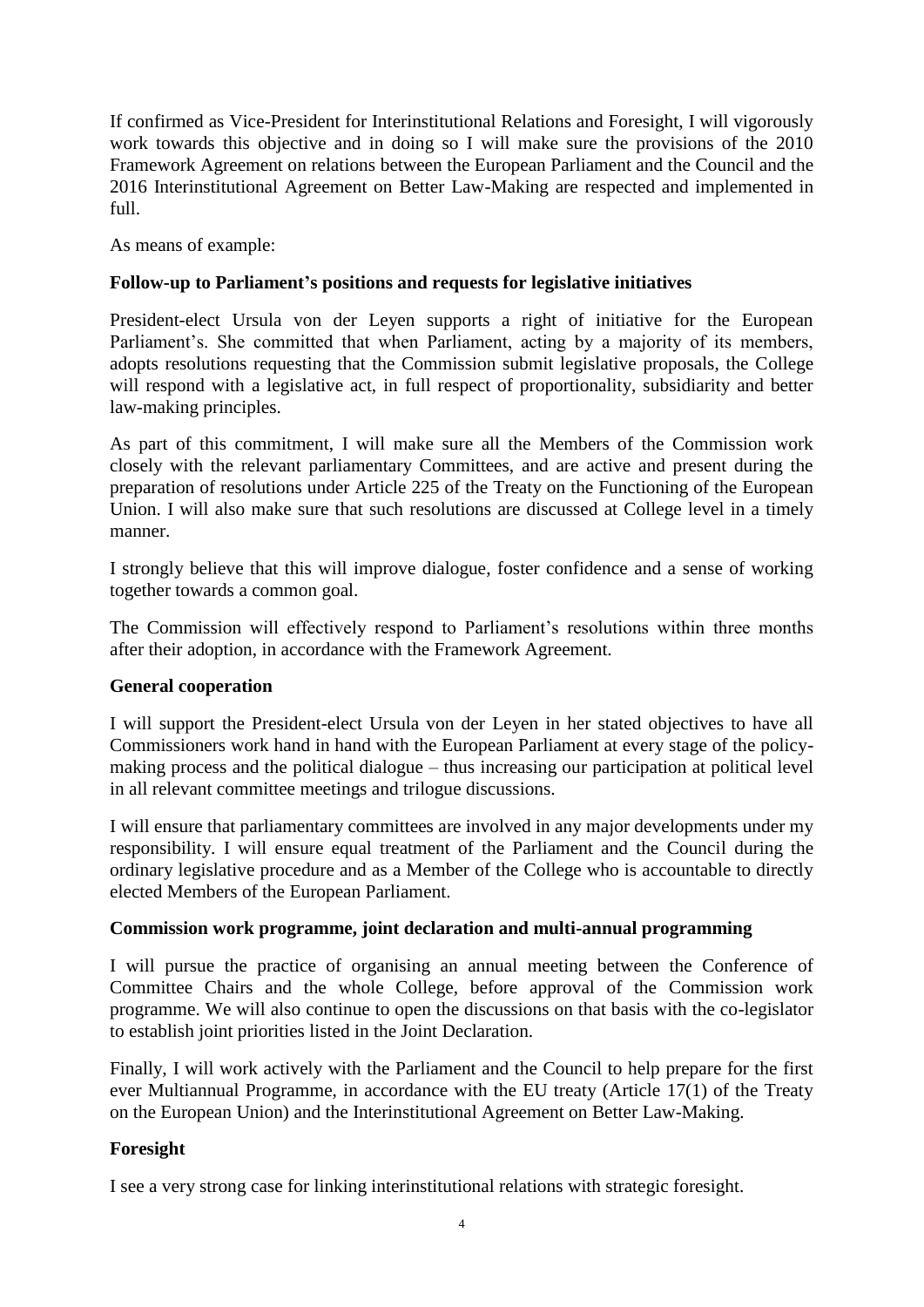If confirmed as Vice-President for Interinstitutional Relations and Foresight, I will vigorously work towards this objective and in doing so I will make sure the provisions of the 2010 Framework Agreement on relations between the European Parliament and the Council and the 2016 Interinstitutional Agreement on Better Law-Making are respected and implemented in full.

As means of example:

**Follow-up to Parliament's positions and requests for legislative initiatives**

President-elect Ursula von der Leyen supports a right of initiative for the European Parliament's. She committed that when Parliament, acting by a majority of its members, adopts resolutions requesting that the Commission submit legislative proposals, the College will respond with a legislative act, in full respect of proportionality, subsidiarity and better law-making principles.

As part of this commitment, I will make sure all the Members of the Commission work closely with the relevant parliamentary Committees, and are active and present during the preparation of resolutions under Article 225 of the Treaty on the Functioning of the European Union. I will also make sure that such resolutions are discussed at College level in a timely manner.

I strongly believe that this will improve dialogue, foster confidence and a sense of working together towards a common goal.

The Commission will effectively respond to Parliament's resolutions within three months after their adoption, in accordance with the Framework Agreement.

**General cooperation**

I will support the President-elect Ursula von der Leyen in her stated objectives to have all Commissioners work hand in hand with the European Parliament at every stage of the policy-making process and the political dialogue – thus increasing our participation at political level in all relevant committee meetings and trilogue discussions.

I will ensure that parliamentary committees are involved in any major developments under my responsibility. I will ensure equal treatment of the Parliament and the Council during the ordinary legislative procedure and as a Member of the College who is accountable to directly elected Members of the European Parliament.

**Commission work programme, joint declaration and multi-annual programming**

I will pursue the practice of organising an annual meeting between the Conference of Committee Chairs and the whole College, before approval of the Commission work programme. We will also continue to open the discussions on that basis with the co-legislator to establish joint priorities listed in the Joint Declaration.

Finally, I will work actively with the Parliament and the Council to help prepare for the first ever Multiannual Programme, in accordance with the EU treaty (Article 17(1) of the Treaty on the European Union) and the Interinstitutional Agreement on Better Law-Making.

**Foresight**

I see a very strong case for linking interinstitutional relations with strategic foresight.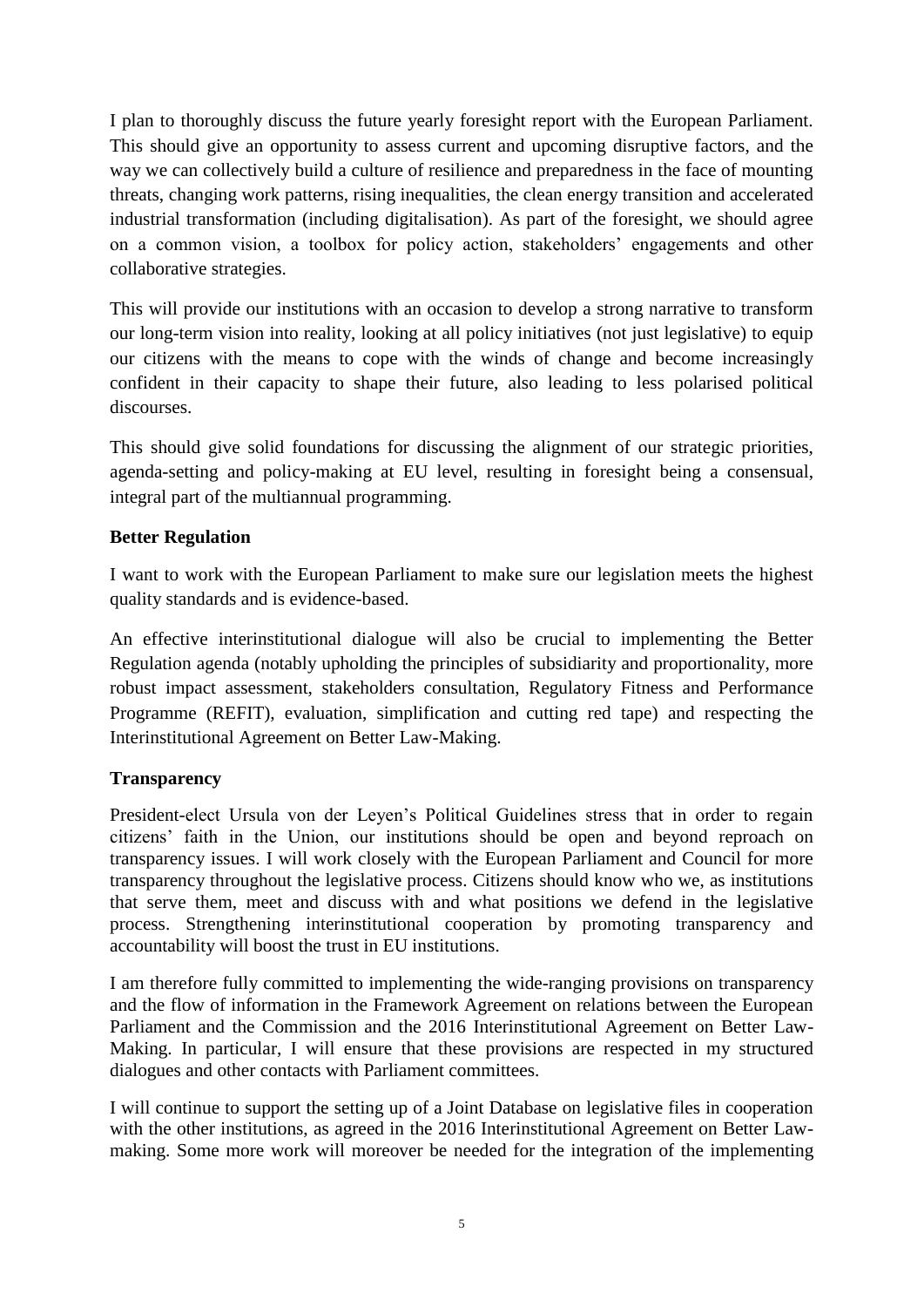I plan to thoroughly discuss the future yearly foresight report with the European Parliament. This should give an opportunity to assess current and upcoming disruptive factors, and the way we can collectively build a culture of resilience and preparedness in the face of mounting threats, changing work patterns, rising inequalities, the clean energy transition and accelerated industrial transformation (including digitalisation). As part of the foresight, we should agree on a common vision, a toolbox for policy action, stakeholders' engagements and other collaborative strategies.

This will provide our institutions with an occasion to develop a strong narrative to transform our long-term vision into reality, looking at all policy initiatives (not just legislative) to equip our citizens with the means to cope with the winds of change and become increasingly confident in their capacity to shape their future, also leading to less polarised political discourses.

This should give solid foundations for discussing the alignment of our strategic priorities, agenda-setting and policy-making at EU level, resulting in foresight being a consensual, integral part of the multiannual programming.

**Better Regulation**

I want to work with the European Parliament to make sure our legislation meets the highest quality standards and is evidence-based.

An effective interinstitutional dialogue will also be crucial to implementing the Better Regulation agenda (notably upholding the principles of subsidiarity and proportionality, more robust impact assessment, stakeholders consultation, Regulatory Fitness and Performance Programme (REFIT), evaluation, simplification and cutting red tape) and respecting the Interinstitutional Agreement on Better Law-Making.

**Transparency**

President-elect Ursula von der Leyen's Political Guidelines stress that in order to regain citizens' faith in the Union, our institutions should be open and beyond reproach on transparency issues. I will work closely with the European Parliament and Council for more transparency throughout the legislative process. Citizens should know who we, as institutions that serve them, meet and discuss with and what positions we defend in the legislative process. Strengthening interinstitutional cooperation by promoting transparency and accountability will boost the trust in EU institutions.

I am therefore fully committed to implementing the wide-ranging provisions on transparency and the flow of information in the Framework Agreement on relations between the European Parliament and the Commission and the 2016 Interinstitutional Agreement on Better Law-Making. In particular, I will ensure that these provisions are respected in my structured dialogues and other contacts with Parliament committees.

I will continue to support the setting up of a Joint Database on legislative files in cooperation with the other institutions, as agreed in the 2016 Interinstitutional Agreement on Better Law-making. Some more work will moreover be needed for the integration of the implementing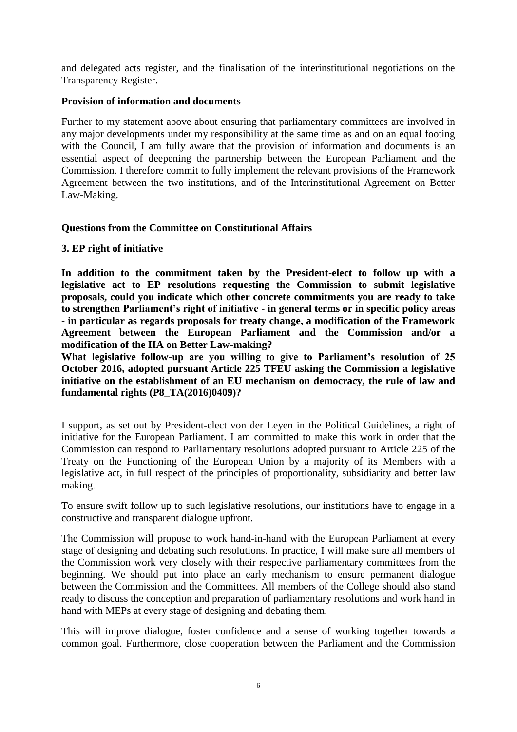and delegated acts register, and the finalisation of the interinstitutional negotiations on the Transparency Register.

**Provision of information and documents**

Further to my statement above about ensuring that parliamentary committees are involved in any major developments under my responsibility at the same time as and on an equal footing with the Council, I am fully aware that the provision of information and documents is an essential aspect of deepening the partnership between the European Parliament and the Commission. I therefore commit to fully implement the relevant provisions of the Framework Agreement between the two institutions, and of the Interinstitutional Agreement on Better Law-Making.

**Questions from the Committee on Constitutional Affairs**

**3. EP right of initiative**

**In addition to the commitment taken by the President-elect to follow up with a legislative act to EP resolutions requesting the Commission to submit legislative proposals, could you indicate which other concrete commitments you are ready to take to strengthen Parliament's right of initiative - in general terms or in specific policy areas - in particular as regards proposals for treaty change, a modification of the Framework Agreement between the European Parliament and the Commission and/or a modification of the IIA on Better Law-making?**
**What legislative follow-up are you willing to give to Parliament's resolution of 25 October 2016, adopted pursuant Article 225 TFEU asking the Commission a legislative initiative on the establishment of an EU mechanism on democracy, the rule of law and fundamental rights (P8_TA(2016)0409)?**

I support, as set out by President-elect von der Leyen in the Political Guidelines, a right of initiative for the European Parliament. I am committed to make this work in order that the Commission can respond to Parliamentary resolutions adopted pursuant to Article 225 of the Treaty on the Functioning of the European Union by a majority of its Members with a legislative act, in full respect of the principles of proportionality, subsidiarity and better law making.

To ensure swift follow up to such legislative resolutions, our institutions have to engage in a constructive and transparent dialogue upfront.

The Commission will propose to work hand-in-hand with the European Parliament at every stage of designing and debating such resolutions. In practice, I will make sure all members of the Commission work very closely with their respective parliamentary committees from the beginning. We should put into place an early mechanism to ensure permanent dialogue between the Commission and the Committees. All members of the College should also stand ready to discuss the conception and preparation of parliamentary resolutions and work hand in hand with MEPs at every stage of designing and debating them.

This will improve dialogue, foster confidence and a sense of working together towards a common goal. Furthermore, close cooperation between the Parliament and the Commission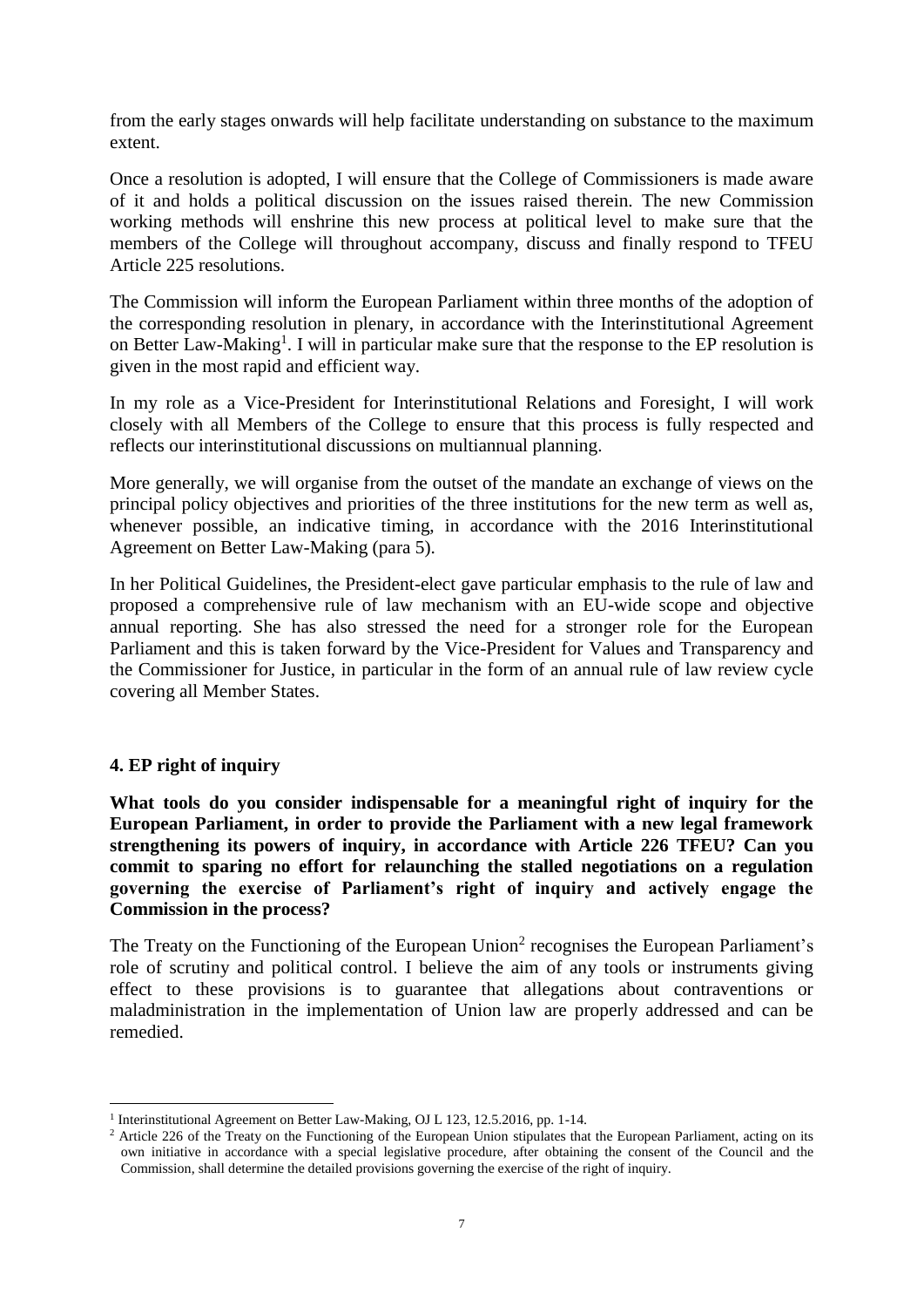from the early stages onwards will help facilitate understanding on substance to the maximum extent.

Once a resolution is adopted, I will ensure that the College of Commissioners is made aware of it and holds a political discussion on the issues raised therein. The new Commission working methods will enshrine this new process at political level to make sure that the members of the College will throughout accompany, discuss and finally respond to TFEU Article 225 resolutions.

The Commission will inform the European Parliament within three months of the adoption of the corresponding resolution in plenary, in accordance with the Interinstitutional Agreement on Better Law-Making[1]. I will in particular make sure that the response to the EP resolution is given in the most rapid and efficient way.

In my role as a Vice-President for Interinstitutional Relations and Foresight, I will work closely with all Members of the College to ensure that this process is fully respected and reflects our interinstitutional discussions on multiannual planning.

More generally, we will organise from the outset of the mandate an exchange of views on the principal policy objectives and priorities of the three institutions for the new term as well as, whenever possible, an indicative timing, in accordance with the 2016 Interinstitutional Agreement on Better Law-Making (para 5).

In her Political Guidelines, the President-elect gave particular emphasis to the rule of law and proposed a comprehensive rule of law mechanism with an EU-wide scope and objective annual reporting. She has also stressed the need for a stronger role for the European Parliament and this is taken forward by the Vice-President for Values and Transparency and the Commissioner for Justice, in particular in the form of an annual rule of law review cycle covering all Member States.

## 4. EP right of inquiry

**What tools do you consider indispensable for a meaningful right of inquiry for the European Parliament, in order to provide the Parliament with a new legal framework strengthening its powers of inquiry, in accordance with Article 226 TFEU? Can you commit to sparing no effort for relaunching the stalled negotiations on a regulation governing the exercise of Parliament's right of inquiry and actively engage the Commission in the process?**

The Treaty on the Functioning of the European Union[2] recognises the European Parliament's role of scrutiny and political control. I believe the aim of any tools or instruments giving effect to these provisions is to guarantee that allegations about contraventions or maladministration in the implementation of Union law are properly addressed and can be remedied.

---

[1] Interinstitutional Agreement on Better Law-Making, OJ L 123, 12.5.2016, pp. 1-14.

[2] Article 226 of the Treaty on the Functioning of the European Union stipulates that the European Parliament, acting on its own initiative in accordance with a special legislative procedure, after obtaining the consent of the Council and the Commission, shall determine the detailed provisions governing the exercise of the right of inquiry.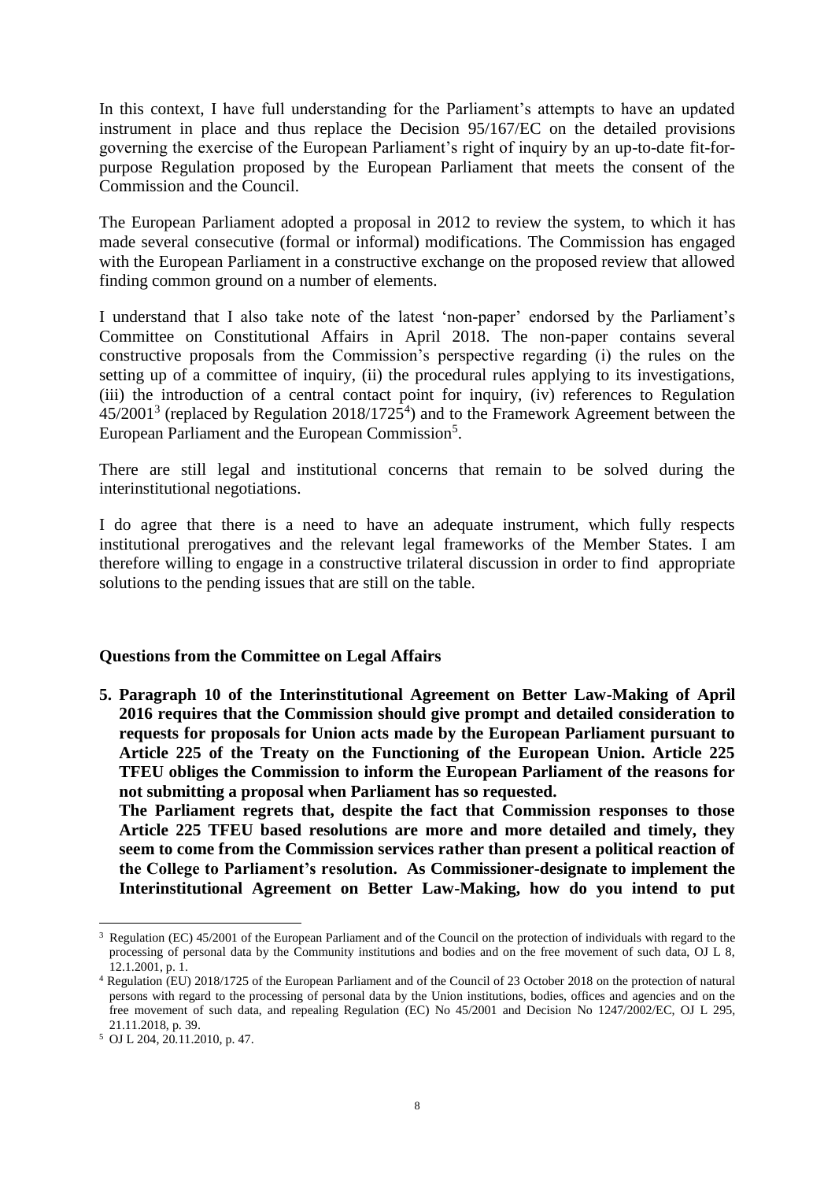In this context, I have full understanding for the Parliament's attempts to have an updated instrument in place and thus replace the Decision 95/167/EC on the detailed provisions governing the exercise of the European Parliament's right of inquiry by an up-to-date fit-for-purpose Regulation proposed by the European Parliament that meets the consent of the Commission and the Council.

The European Parliament adopted a proposal in 2012 to review the system, to which it has made several consecutive (formal or informal) modifications. The Commission has engaged with the European Parliament in a constructive exchange on the proposed review that allowed finding common ground on a number of elements.

I understand that I also take note of the latest 'non-paper' endorsed by the Parliament's Committee on Constitutional Affairs in April 2018. The non-paper contains several constructive proposals from the Commission's perspective regarding (i) the rules on the setting up of a committee of inquiry, (ii) the procedural rules applying to its investigations, (iii) the introduction of a central contact point for inquiry, (iv) references to Regulation 45/2001[3] (replaced by Regulation 2018/1725[4]) and to the Framework Agreement between the European Parliament and the European Commission[5].

There are still legal and institutional concerns that remain to be solved during the interinstitutional negotiations.

I do agree that there is a need to have an adequate instrument, which fully respects institutional prerogatives and the relevant legal frameworks of the Member States. I am therefore willing to engage in a constructive trilateral discussion in order to find appropriate solutions to the pending issues that are still on the table.

**Questions from the Committee on Legal Affairs**

**5. Paragraph 10 of the Interinstitutional Agreement on Better Law-Making of April 2016 requires that the Commission should give prompt and detailed consideration to requests for proposals for Union acts made by the European Parliament pursuant to Article 225 of the Treaty on the Functioning of the European Union. Article 225 TFEU obliges the Commission to inform the European Parliament of the reasons for not submitting a proposal when Parliament has so requested.**

**The Parliament regrets that, despite the fact that Commission responses to those Article 225 TFEU based resolutions are more and more detailed and timely, they seem to come from the Commission services rather than present a political reaction of the College to Parliament's resolution. As Commissioner-designate to implement the Interinstitutional Agreement on Better Law-Making, how do you intend to put**

---

[3] Regulation (EC) 45/2001 of the European Parliament and of the Council on the protection of individuals with regard to the processing of personal data by the Community institutions and bodies and on the free movement of such data, OJ L 8, 12.1.2001, p. 1.

[4] Regulation (EU) 2018/1725 of the European Parliament and of the Council of 23 October 2018 on the protection of natural persons with regard to the processing of personal data by the Union institutions, bodies, offices and agencies and on the free movement of such data, and repealing Regulation (EC) No 45/2001 and Decision No 1247/2002/EC, OJ L 295, 21.11.2018, p. 39.

[5] OJ L 204, 20.11.2010, p. 47.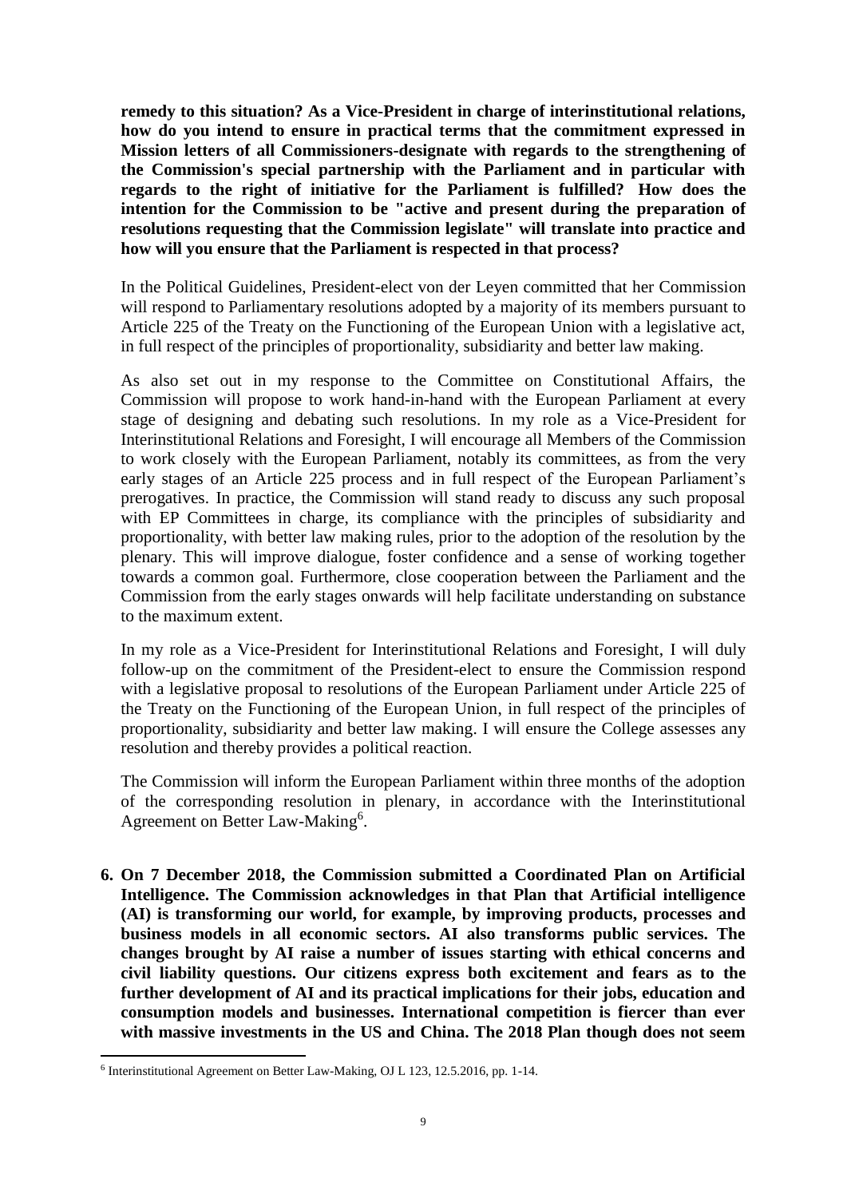**remedy to this situation? As a Vice-President in charge of interinstitutional relations, how do you intend to ensure in practical terms that the commitment expressed in Mission letters of all Commissioners-designate with regards to the strengthening of the Commission's special partnership with the Parliament and in particular with regards to the right of initiative for the Parliament is fulfilled? How does the intention for the Commission to be "active and present during the preparation of resolutions requesting that the Commission legislate" will translate into practice and how will you ensure that the Parliament is respected in that process?**

In the Political Guidelines, President-elect von der Leyen committed that her Commission will respond to Parliamentary resolutions adopted by a majority of its members pursuant to Article 225 of the Treaty on the Functioning of the European Union with a legislative act, in full respect of the principles of proportionality, subsidiarity and better law making.

As also set out in my response to the Committee on Constitutional Affairs, the Commission will propose to work hand-in-hand with the European Parliament at every stage of designing and debating such resolutions. In my role as a Vice-President for Interinstitutional Relations and Foresight, I will encourage all Members of the Commission to work closely with the European Parliament, notably its committees, as from the very early stages of an Article 225 process and in full respect of the European Parliament's prerogatives. In practice, the Commission will stand ready to discuss any such proposal with EP Committees in charge, its compliance with the principles of subsidiarity and proportionality, with better law making rules, prior to the adoption of the resolution by the plenary. This will improve dialogue, foster confidence and a sense of working together towards a common goal. Furthermore, close cooperation between the Parliament and the Commission from the early stages onwards will help facilitate understanding on substance to the maximum extent.

In my role as a Vice-President for Interinstitutional Relations and Foresight, I will duly follow-up on the commitment of the President-elect to ensure the Commission respond with a legislative proposal to resolutions of the European Parliament under Article 225 of the Treaty on the Functioning of the European Union, in full respect of the principles of proportionality, subsidiarity and better law making. I will ensure the College assesses any resolution and thereby provides a political reaction.

The Commission will inform the European Parliament within three months of the adoption of the corresponding resolution in plenary, in accordance with the Interinstitutional Agreement on Better Law-Making[6].

6. **On 7 December 2018, the Commission submitted a Coordinated Plan on Artificial Intelligence. The Commission acknowledges in that Plan that Artificial intelligence (AI) is transforming our world, for example, by improving products, processes and business models in all economic sectors. AI also transforms public services. The changes brought by AI raise a number of issues starting with ethical concerns and civil liability questions. Our citizens express both excitement and fears as to the further development of AI and its practical implications for their jobs, education and consumption models and businesses. International competition is fiercer than ever with massive investments in the US and China. The 2018 Plan though does not seem**

---

[6] Interinstitutional Agreement on Better Law-Making, OJ L 123, 12.5.2016, pp. 1-14.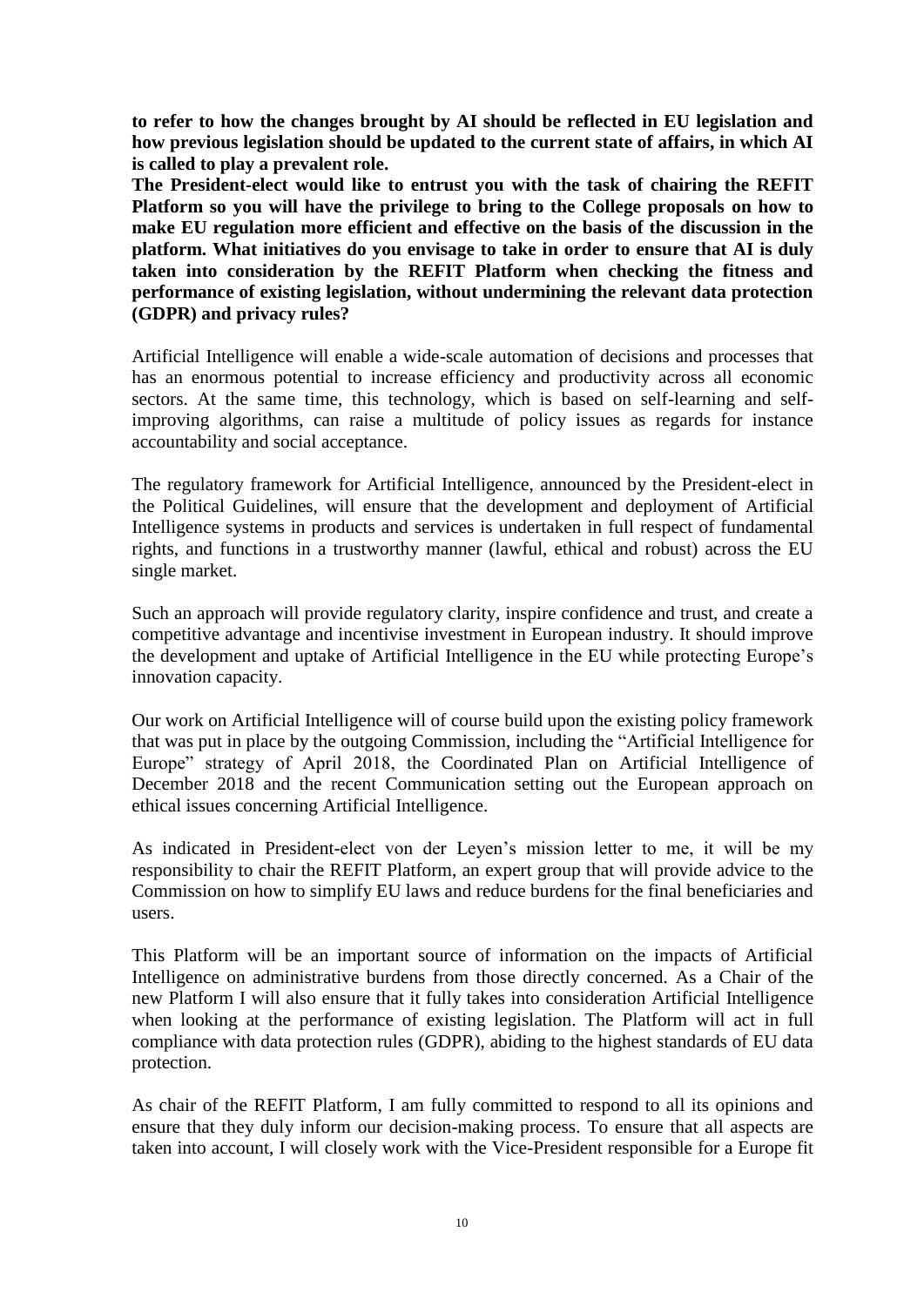**to refer to how the changes brought by AI should be reflected in EU legislation and how previous legislation should be updated to the current state of affairs, in which AI is called to play a prevalent role.**
**The President-elect would like to entrust you with the task of chairing the REFIT Platform so you will have the privilege to bring to the College proposals on how to make EU regulation more efficient and effective on the basis of the discussion in the platform. What initiatives do you envisage to take in order to ensure that AI is duly taken into consideration by the REFIT Platform when checking the fitness and performance of existing legislation, without undermining the relevant data protection (GDPR) and privacy rules?**

Artificial Intelligence will enable a wide-scale automation of decisions and processes that has an enormous potential to increase efficiency and productivity across all economic sectors. At the same time, this technology, which is based on self-learning and self-improving algorithms, can raise a multitude of policy issues as regards for instance accountability and social acceptance.

The regulatory framework for Artificial Intelligence, announced by the President-elect in the Political Guidelines, will ensure that the development and deployment of Artificial Intelligence systems in products and services is undertaken in full respect of fundamental rights, and functions in a trustworthy manner (lawful, ethical and robust) across the EU single market.

Such an approach will provide regulatory clarity, inspire confidence and trust, and create a competitive advantage and incentivise investment in European industry. It should improve the development and uptake of Artificial Intelligence in the EU while protecting Europe's innovation capacity.

Our work on Artificial Intelligence will of course build upon the existing policy framework that was put in place by the outgoing Commission, including the "Artificial Intelligence for Europe" strategy of April 2018, the Coordinated Plan on Artificial Intelligence of December 2018 and the recent Communication setting out the European approach on ethical issues concerning Artificial Intelligence.

As indicated in President-elect von der Leyen's mission letter to me, it will be my responsibility to chair the REFIT Platform, an expert group that will provide advice to the Commission on how to simplify EU laws and reduce burdens for the final beneficiaries and users.

This Platform will be an important source of information on the impacts of Artificial Intelligence on administrative burdens from those directly concerned. As a Chair of the new Platform I will also ensure that it fully takes into consideration Artificial Intelligence when looking at the performance of existing legislation. The Platform will act in full compliance with data protection rules (GDPR), abiding to the highest standards of EU data protection.

As chair of the REFIT Platform, I am fully committed to respond to all its opinions and ensure that they duly inform our decision-making process. To ensure that all aspects are taken into account, I will closely work with the Vice-President responsible for a Europe fit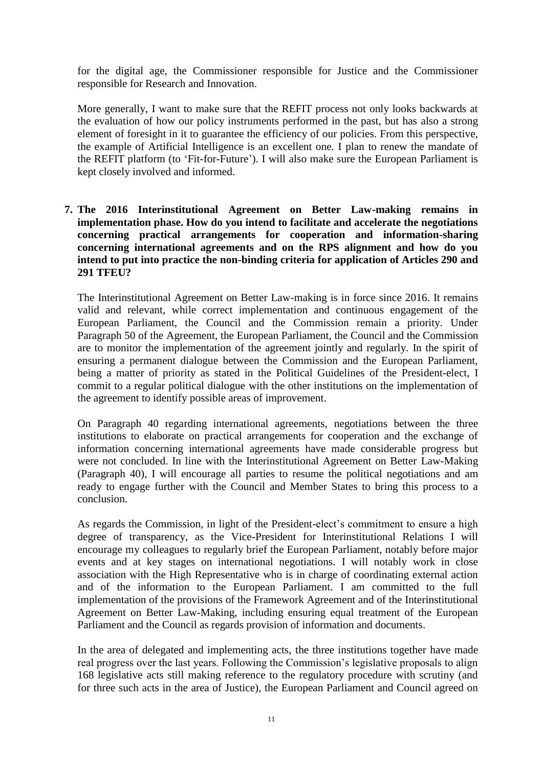for the digital age, the Commissioner responsible for Justice and the Commissioner responsible for Research and Innovation.

More generally, I want to make sure that the REFIT process not only looks backwards at the evaluation of how our policy instruments performed in the past, but has also a strong element of foresight in it to guarantee the efficiency of our policies. From this perspective, the example of Artificial Intelligence is an excellent one. I plan to renew the mandate of the REFIT platform (to 'Fit-for-Future'). I will also make sure the European Parliament is kept closely involved and informed.

**7. The 2016 Interinstitutional Agreement on Better Law-making remains in implementation phase. How do you intend to facilitate and accelerate the negotiations concerning practical arrangements for cooperation and information-sharing concerning international agreements and on the RPS alignment and how do you intend to put into practice the non-binding criteria for application of Articles 290 and 291 TFEU?**

The Interinstitutional Agreement on Better Law-making is in force since 2016. It remains valid and relevant, while correct implementation and continuous engagement of the European Parliament, the Council and the Commission remain a priority. Under Paragraph 50 of the Agreement, the European Parliament, the Council and the Commission are to monitor the implementation of the agreement jointly and regularly. In the spirit of ensuring a permanent dialogue between the Commission and the European Parliament, being a matter of priority as stated in the Political Guidelines of the President-elect, I commit to a regular political dialogue with the other institutions on the implementation of the agreement to identify possible areas of improvement.

On Paragraph 40 regarding international agreements, negotiations between the three institutions to elaborate on practical arrangements for cooperation and the exchange of information concerning international agreements have made considerable progress but were not concluded. In line with the Interinstitutional Agreement on Better Law-Making (Paragraph 40), I will encourage all parties to resume the political negotiations and am ready to engage further with the Council and Member States to bring this process to a conclusion.

As regards the Commission, in light of the President-elect's commitment to ensure a high degree of transparency, as the Vice-President for Interinstitutional Relations I will encourage my colleagues to regularly brief the European Parliament, notably before major events and at key stages on international negotiations. I will notably work in close association with the High Representative who is in charge of coordinating external action and of the information to the European Parliament. I am committed to the full implementation of the provisions of the Framework Agreement and of the Interinstitutional Agreement on Better Law-Making, including ensuring equal treatment of the European Parliament and the Council as regards provision of information and documents.

In the area of delegated and implementing acts, the three institutions together have made real progress over the last years. Following the Commission's legislative proposals to align 168 legislative acts still making reference to the regulatory procedure with scrutiny (and for three such acts in the area of Justice), the European Parliament and Council agreed on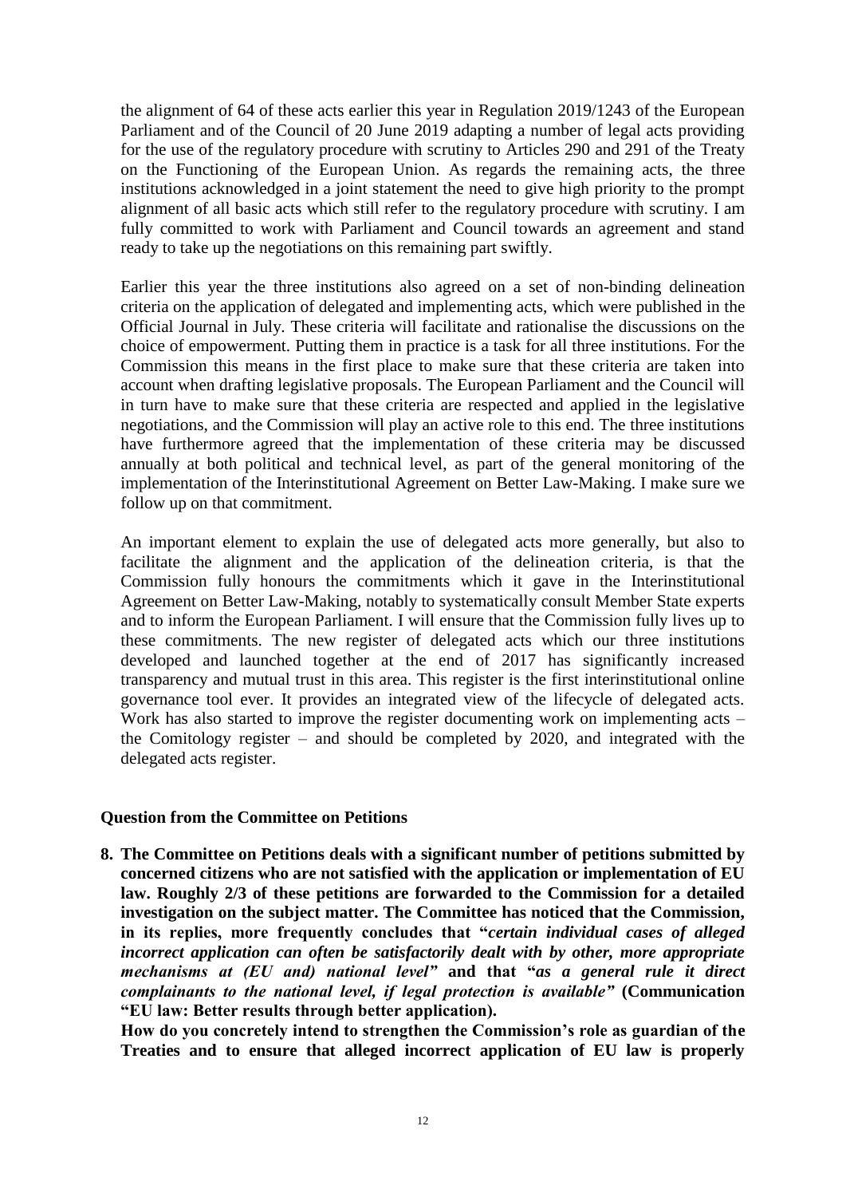the alignment of 64 of these acts earlier this year in Regulation 2019/1243 of the European Parliament and of the Council of 20 June 2019 adapting a number of legal acts providing for the use of the regulatory procedure with scrutiny to Articles 290 and 291 of the Treaty on the Functioning of the European Union. As regards the remaining acts, the three institutions acknowledged in a joint statement the need to give high priority to the prompt alignment of all basic acts which still refer to the regulatory procedure with scrutiny. I am fully committed to work with Parliament and Council towards an agreement and stand ready to take up the negotiations on this remaining part swiftly.

Earlier this year the three institutions also agreed on a set of non-binding delineation criteria on the application of delegated and implementing acts, which were published in the Official Journal in July. These criteria will facilitate and rationalise the discussions on the choice of empowerment. Putting them in practice is a task for all three institutions. For the Commission this means in the first place to make sure that these criteria are taken into account when drafting legislative proposals. The European Parliament and the Council will in turn have to make sure that these criteria are respected and applied in the legislative negotiations, and the Commission will play an active role to this end. The three institutions have furthermore agreed that the implementation of these criteria may be discussed annually at both political and technical level, as part of the general monitoring of the implementation of the Interinstitutional Agreement on Better Law-Making. I make sure we follow up on that commitment.

An important element to explain the use of delegated acts more generally, but also to facilitate the alignment and the application of the delineation criteria, is that the Commission fully honours the commitments which it gave in the Interinstitutional Agreement on Better Law-Making, notably to systematically consult Member State experts and to inform the European Parliament. I will ensure that the Commission fully lives up to these commitments. The new register of delegated acts which our three institutions developed and launched together at the end of 2017 has significantly increased transparency and mutual trust in this area. This register is the first interinstitutional online governance tool ever. It provides an integrated view of the lifecycle of delegated acts. Work has also started to improve the register documenting work on implementing acts – the Comitology register – and should be completed by 2020, and integrated with the delegated acts register.

### Question from the Committee on Petitions

**8. The Committee on Petitions deals with a significant number of petitions submitted by concerned citizens who are not satisfied with the application or implementation of EU law. Roughly 2/3 of these petitions are forwarded to the Commission for a detailed investigation on the subject matter. The Committee has noticed that the Commission, in its replies, more frequently concludes that "*certain individual cases of alleged incorrect application can often be satisfactorily dealt with by other, more appropriate mechanisms at (EU and) national level*" and that "*as a general rule it direct complainants to the national level, if legal protection is available*" (Communication "EU law: Better results through better application).**

**How do you concretely intend to strengthen the Commission's role as guardian of the Treaties and to ensure that alleged incorrect application of EU law is properly**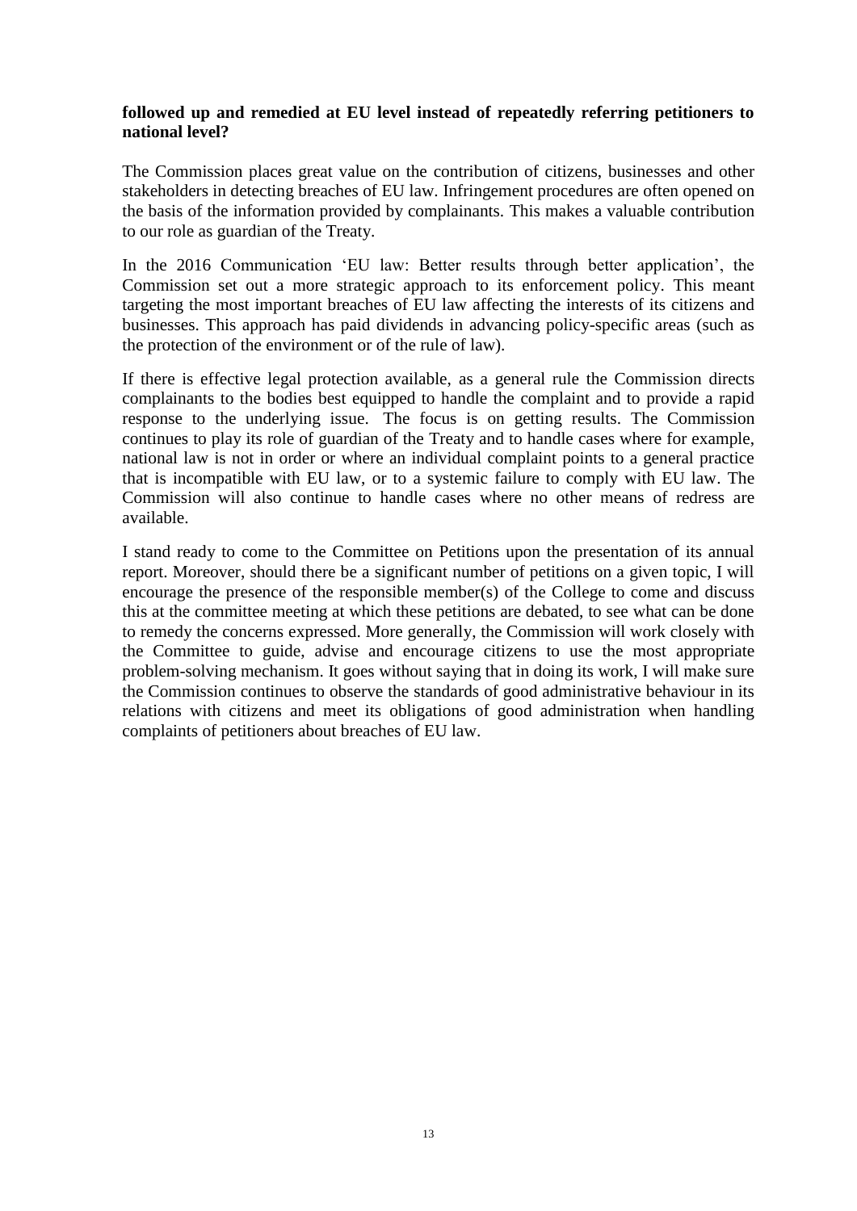**followed up and remedied at EU level instead of repeatedly referring petitioners to national level?**

The Commission places great value on the contribution of citizens, businesses and other stakeholders in detecting breaches of EU law. Infringement procedures are often opened on the basis of the information provided by complainants. This makes a valuable contribution to our role as guardian of the Treaty.

In the 2016 Communication 'EU law: Better results through better application', the Commission set out a more strategic approach to its enforcement policy. This meant targeting the most important breaches of EU law affecting the interests of its citizens and businesses. This approach has paid dividends in advancing policy-specific areas (such as the protection of the environment or of the rule of law).

If there is effective legal protection available, as a general rule the Commission directs complainants to the bodies best equipped to handle the complaint and to provide a rapid response to the underlying issue. The focus is on getting results. The Commission continues to play its role of guardian of the Treaty and to handle cases where for example, national law is not in order or where an individual complaint points to a general practice that is incompatible with EU law, or to a systemic failure to comply with EU law. The Commission will also continue to handle cases where no other means of redress are available.

I stand ready to come to the Committee on Petitions upon the presentation of its annual report. Moreover, should there be a significant number of petitions on a given topic, I will encourage the presence of the responsible member(s) of the College to come and discuss this at the committee meeting at which these petitions are debated, to see what can be done to remedy the concerns expressed. More generally, the Commission will work closely with the Committee to guide, advise and encourage citizens to use the most appropriate problem-solving mechanism. It goes without saying that in doing its work, I will make sure the Commission continues to observe the standards of good administrative behaviour in its relations with citizens and meet its obligations of good administration when handling complaints of petitioners about breaches of EU law.